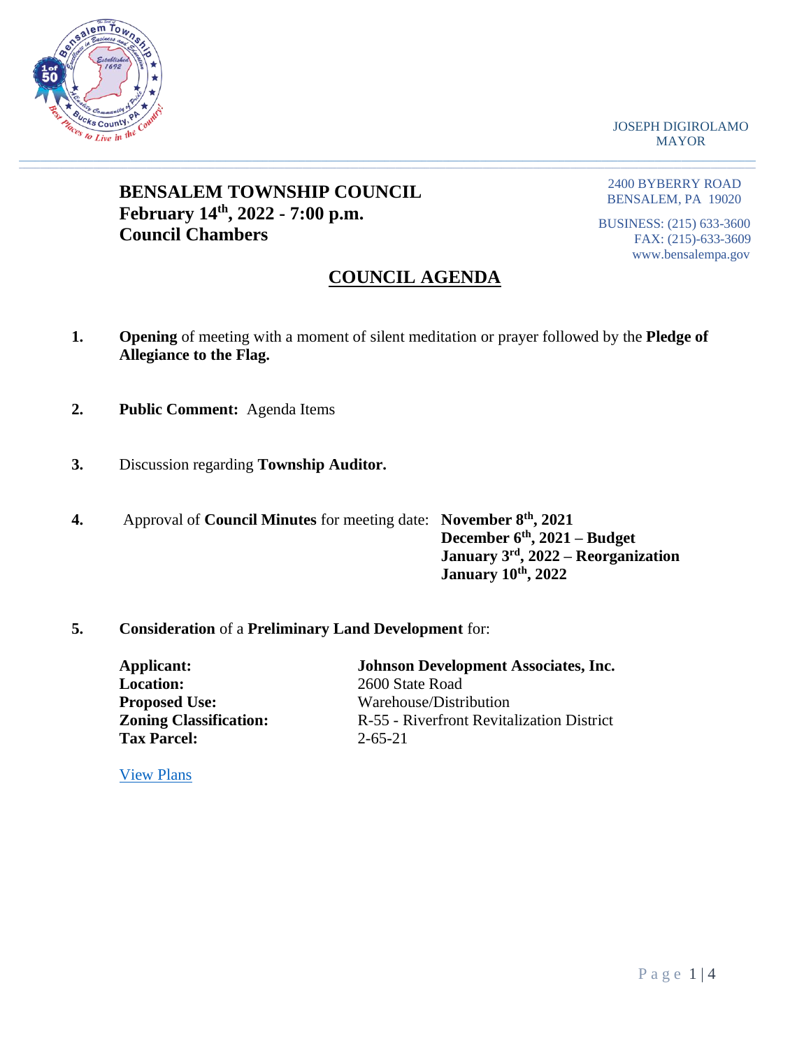JOSEPH DIGIROLAMO
MAYOR

# BENSALEM TOWNSHIP COUNCIL
**February 14th, 2022 - 7:00 p.m.**
**Council Chambers**

2400 BYBERRY ROAD
BENSALEM, PA 19020

BUSINESS: (215) 633-3600
FAX: (215)-633-3609
www.bensalempa.gov

## COUNCIL AGENDA

1. **Opening** of meeting with a moment of silent meditation or prayer followed by the **Pledge of Allegiance to the Flag.**

2. **Public Comment:** Agenda Items

3. Discussion regarding **Township Auditor.**

4. Approval of **Council Minutes** for meeting date: **November 8th, 2021**
   **December 6th, 2021 – Budget**
   **January 3rd, 2022 – Reorganization**
   **January 10th, 2022**

5. **Consideration** of a **Preliminary Land Development** for:

   **Applicant:** **Johnson Development Associates, Inc.**
   **Location:** 2600 State Road
   **Proposed Use:** Warehouse/Distribution
   **Zoning Classification:** R-55 - Riverfront Revitalization District
   **Tax Parcel:** 2-65-21

   View Plans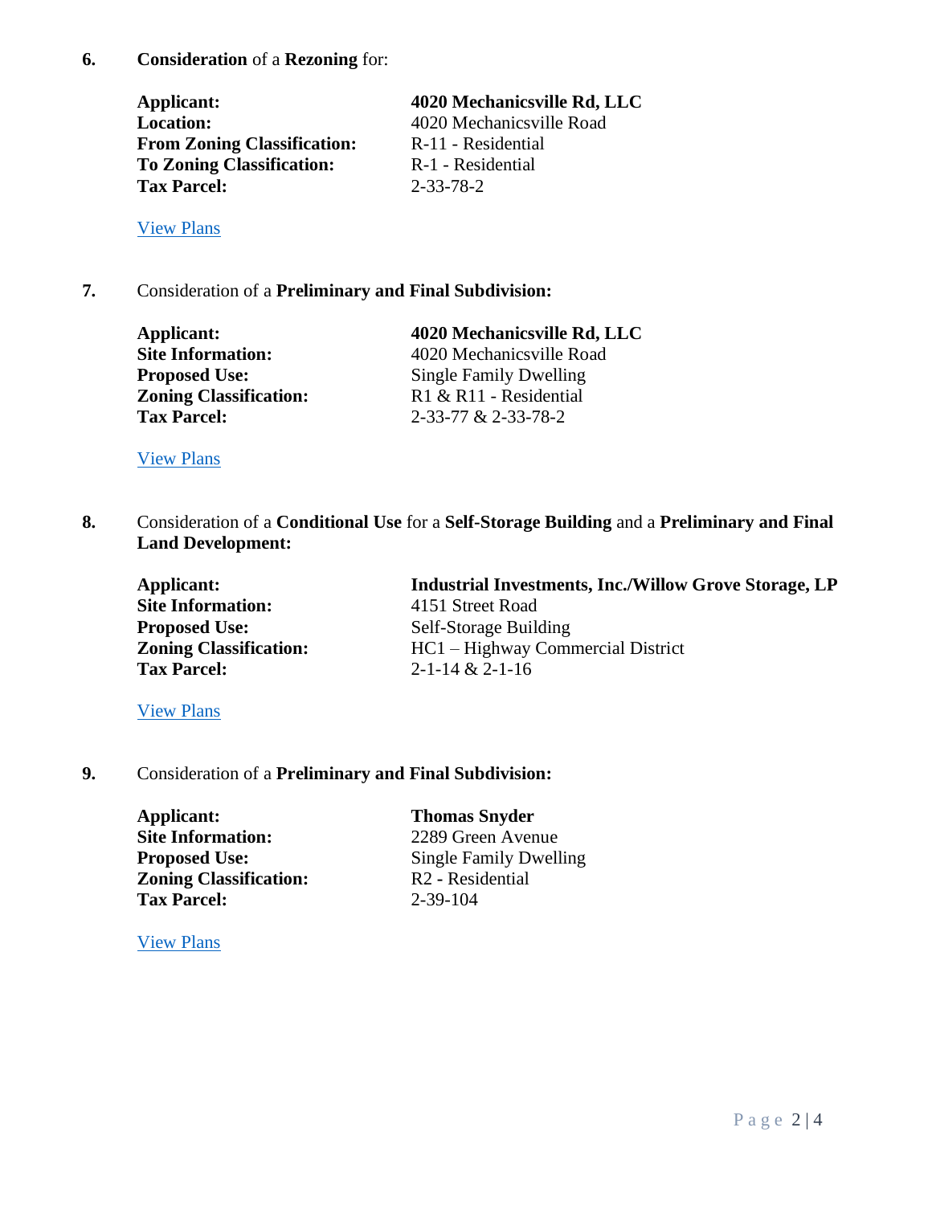**6.** **Consideration** of a **Rezoning** for:

**Applicant:** **4020 Mechanicsville Rd, LLC**
**Location:** 4020 Mechanicsville Road
**From Zoning Classification:** R-11 - Residential
**To Zoning Classification:** R-1 - Residential
**Tax Parcel:** 2-33-78-2

View Plans

**7.** Consideration of a **Preliminary and Final Subdivision:**

**Applicant:** **4020 Mechanicsville Rd, LLC**
**Site Information:** 4020 Mechanicsville Road
**Proposed Use:** Single Family Dwelling
**Zoning Classification:** R1 & R11 - Residential
**Tax Parcel:** 2-33-77 & 2-33-78-2

View Plans

**8.** Consideration of a **Conditional Use** for a **Self-Storage Building** and a **Preliminary and Final Land Development:**

**Applicant:** **Industrial Investments, Inc./Willow Grove Storage, LP**
**Site Information:** 4151 Street Road
**Proposed Use:** Self-Storage Building
**Zoning Classification:** HC1 – Highway Commercial District
**Tax Parcel:** 2-1-14 & 2-1-16

View Plans

**9.** Consideration of a **Preliminary and Final Subdivision:**

**Applicant:** **Thomas Snyder**
**Site Information:** 2289 Green Avenue
**Proposed Use:** Single Family Dwelling
**Zoning Classification:** R2 - Residential
**Tax Parcel:** 2-39-104

View Plans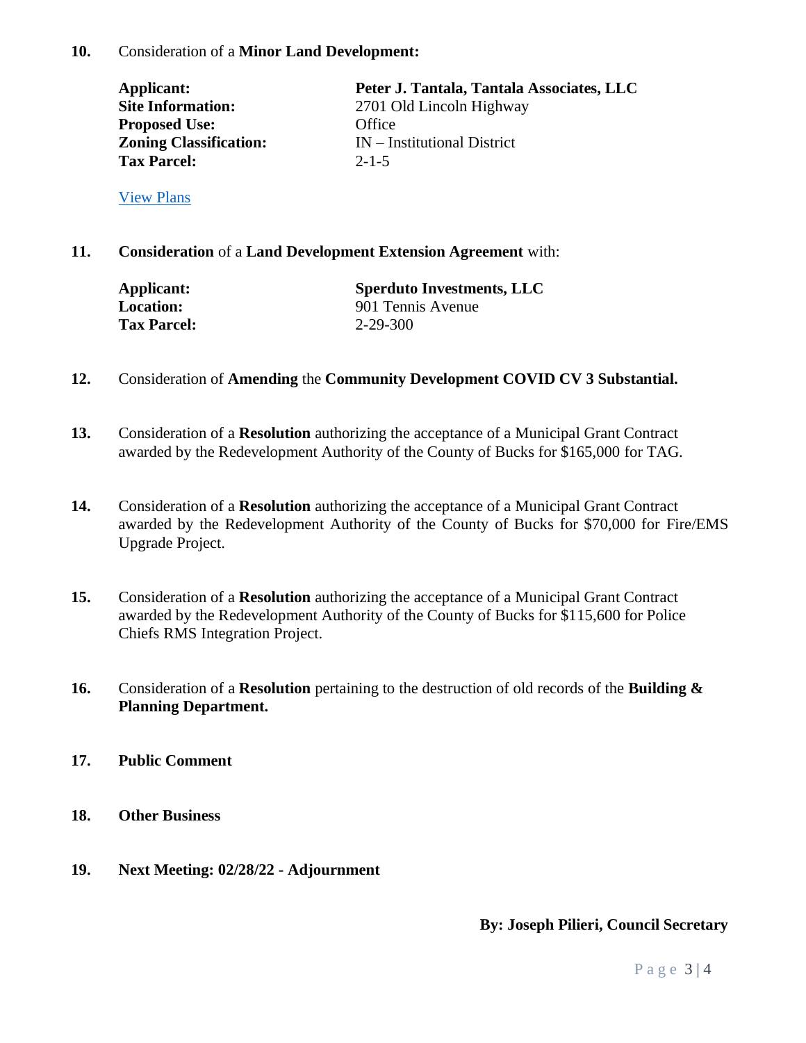**10.** Consideration of a **Minor Land Development:**

| | |
|---|---|
| **Applicant:** | **Peter J. Tantala, Tantala Associates, LLC** |
| **Site Information:** | 2701 Old Lincoln Highway |
| **Proposed Use:** | Office |
| **Zoning Classification:** | IN – Institutional District |
| **Tax Parcel:** | 2-1-5 |

View Plans

**11.** **Consideration** of a **Land Development Extension Agreement** with:

| | |
|---|---|
| **Applicant:** | **Sperduto Investments, LLC** |
| **Location:** | 901 Tennis Avenue |
| **Tax Parcel:** | 2-29-300 |

**12.** Consideration of **Amending** the **Community Development COVID CV 3 Substantial.**

**13.** Consideration of a **Resolution** authorizing the acceptance of a Municipal Grant Contract awarded by the Redevelopment Authority of the County of Bucks for $165,000 for TAG.

**14.** Consideration of a **Resolution** authorizing the acceptance of a Municipal Grant Contract awarded by the Redevelopment Authority of the County of Bucks for $70,000 for Fire/EMS Upgrade Project.

**15.** Consideration of a **Resolution** authorizing the acceptance of a Municipal Grant Contract awarded by the Redevelopment Authority of the County of Bucks for $115,600 for Police Chiefs RMS Integration Project.

**16.** Consideration of a **Resolution** pertaining to the destruction of old records of the **Building & Planning Department.**

**17.** **Public Comment**

**18.** **Other Business**

**19.** **Next Meeting: 02/28/22 - Adjournment**

**By: Joseph Pilieri, Council Secretary**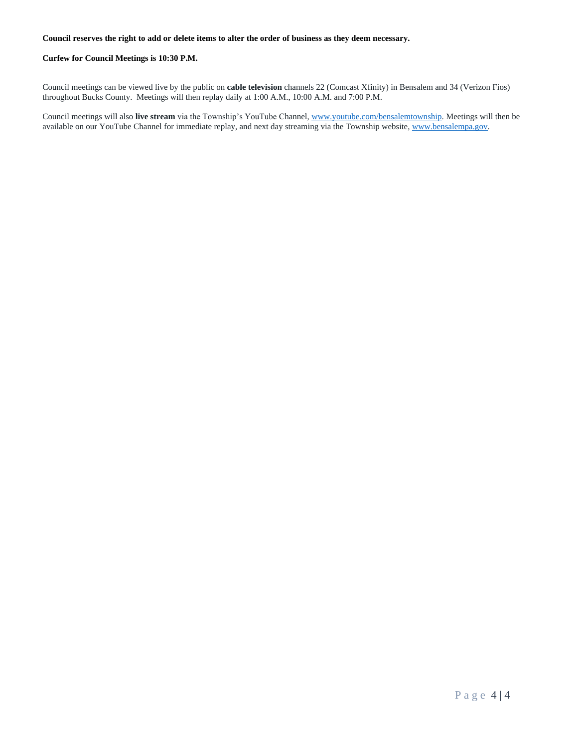**Council reserves the right to add or delete items to alter the order of business as they deem necessary.**

**Curfew for Council Meetings is 10:30 P.M.**

Council meetings can be viewed live by the public on **cable television** channels 22 (Comcast Xfinity) in Bensalem and 34 (Verizon Fios) throughout Bucks County. Meetings will then replay daily at 1:00 A.M., 10:00 A.M. and 7:00 P.M.

Council meetings will also **live stream** via the Township's YouTube Channel, www.youtube.com/bensalemtownship. Meetings will then be available on our YouTube Channel for immediate replay, and next day streaming via the Township website, www.bensalempa.gov.